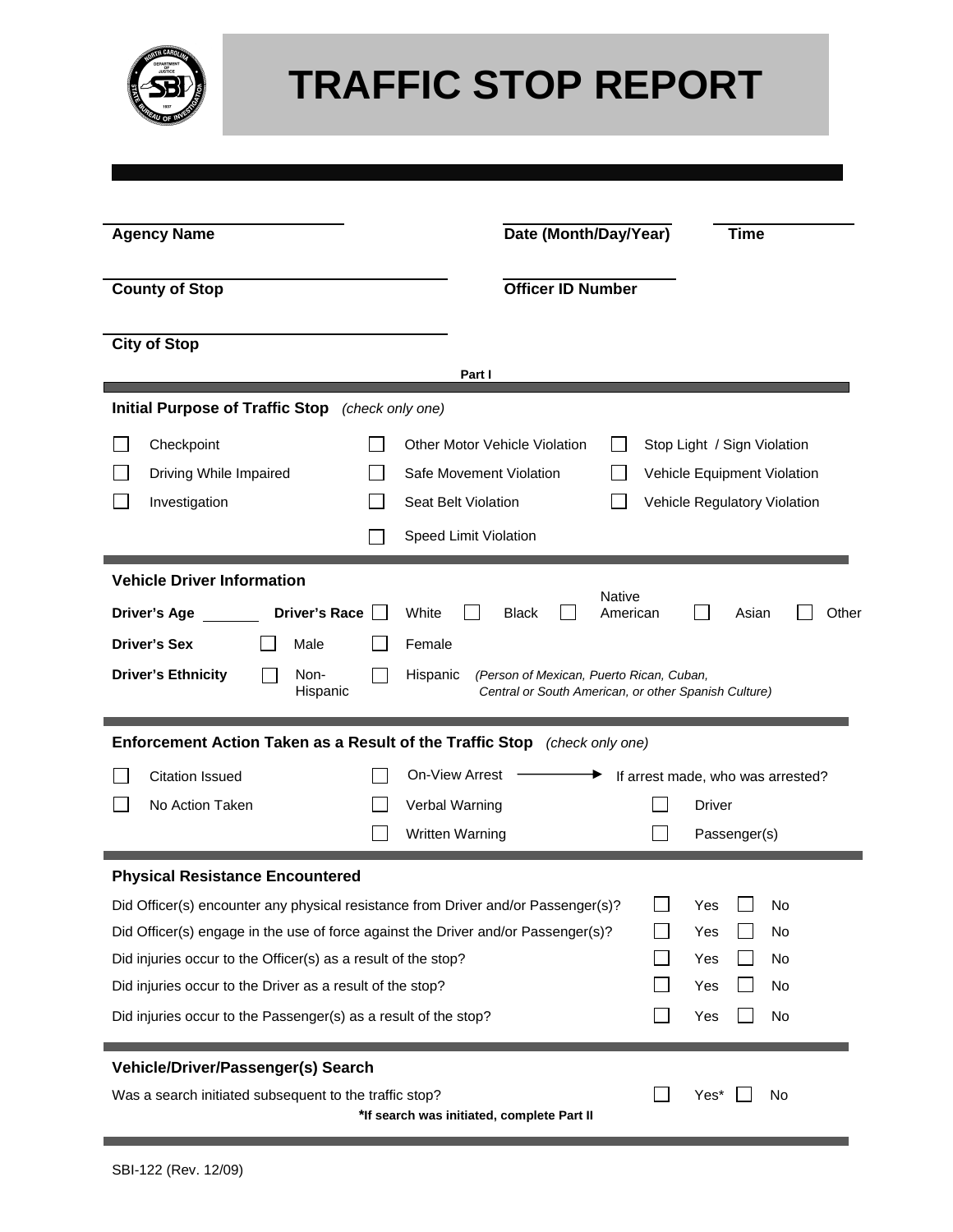# TRAFFIC STOP REPORT

**Agency Name** ____________________

**Date (Month/Day/Year)** ____________________ **Time** ____________________

**County of Stop** ____________________

**Officer ID Number** ____________________

**City of Stop** ____________________

**Part I**

## Initial Purpose of Traffic Stop *(check only one)*

- ☐ Checkpoint
- ☐ Driving While Impaired
- ☐ Investigation
- ☐ Other Motor Vehicle Violation
- ☐ Safe Movement Violation
- ☐ Seat Belt Violation
- ☐ Speed Limit Violation
- ☐ Stop Light / Sign Violation
- ☐ Vehicle Equipment Violation
- ☐ Vehicle Regulatory Violation

## Vehicle Driver Information

**Driver's Age** ________ **Driver's Race** ☐ White ☐ Black ☐ Native American ☐ Asian ☐ Other

**Driver's Sex** ☐ Male ☐ Female

**Driver's Ethnicity** ☐ Non-Hispanic ☐ Hispanic *(Person of Mexican, Puerto Rican, Cuban, Central or South American, or other Spanish Culture)*

## Enforcement Action Taken as a Result of the Traffic Stop *(check only one)*

- ☐ Citation Issued
- ☐ No Action Taken
- ☐ On-View Arrest → If arrest made, who was arrested?
  - ☐ Driver
  - ☐ Passenger(s)
- ☐ Verbal Warning
- ☐ Written Warning

## Physical Resistance Encountered

| | | |
|---|---|---|
| Did Officer(s) encounter any physical resistance from Driver and/or Passenger(s)? | ☐ Yes | ☐ No |
| Did Officer(s) engage in the use of force against the Driver and/or Passenger(s)? | ☐ Yes | ☐ No |
| Did injuries occur to the Officer(s) as a result of the stop? | ☐ Yes | ☐ No |
| Did injuries occur to the Driver as a result of the stop? | ☐ Yes | ☐ No |
| Did injuries occur to the Passenger(s) as a result of the stop? | ☐ Yes | ☐ No |

## Vehicle/Driver/Passenger(s) Search

Was a search initiated subsequent to the traffic stop? ☐ Yes* ☐ No

***If search was initiated, complete Part II**

SBI-122 (Rev. 12/09)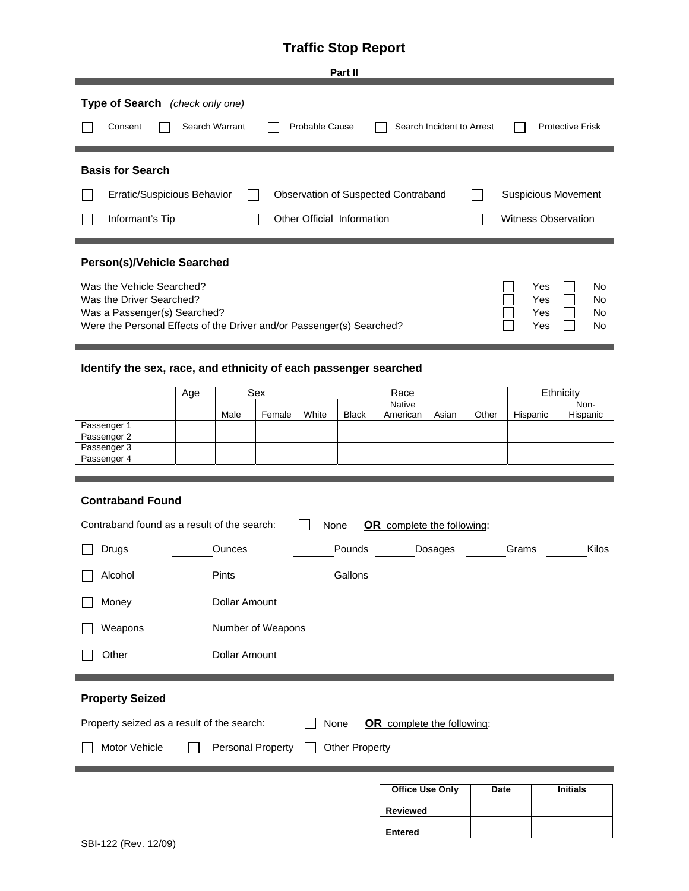# Traffic Stop Report

**Part II**

**Type of Search** *(check only one)*

☐ Consent ☐ Search Warrant ☐ Probable Cause ☐ Search Incident to Arrest ☐ Protective Frisk

**Basis for Search**

☐ Erratic/Suspicious Behavior ☐ Observation of Suspected Contraband ☐ Suspicious Movement

☐ Informant's Tip ☐ Other Official Information ☐ Witness Observation

**Person(s)/Vehicle Searched**

Was the Vehicle Searched? ☐ Yes ☐ No

Was the Driver Searched? ☐ Yes ☐ No

Was a Passenger(s) Searched? ☐ Yes ☐ No

Were the Personal Effects of the Driver and/or Passenger(s) Searched? ☐ Yes ☐ No

**Identify the sex, race, and ethnicity of each passenger searched**

| | Age | Sex | | Race | | | | | Ethnicity | |
|---|---|---|---|---|---|---|---|---|---|---|
| | | Male | Female | White | Black | Native American | Asian | Other | Hispanic | Non-Hispanic |
| Passenger 1 | | | | | | | | | | |
| Passenger 2 | | | | | | | | | | |
| Passenger 3 | | | | | | | | | | |
| Passenger 4 | | | | | | | | | | |

**Contraband Found**

Contraband found as a result of the search: ☐ None **OR** complete the following:

☐ Drugs \_\_\_\_\_\_\_ Ounces \_\_\_\_\_\_\_ Pounds \_\_\_\_\_\_\_ Dosages \_\_\_\_\_\_\_ Grams \_\_\_\_\_\_\_ Kilos

☐ Alcohol \_\_\_\_\_\_\_ Pints \_\_\_\_\_\_\_ Gallons

☐ Money \_\_\_\_\_\_\_ Dollar Amount

☐ Weapons \_\_\_\_\_\_\_ Number of Weapons

☐ Other \_\_\_\_\_\_\_ Dollar Amount

**Property Seized**

Property seized as a result of the search: ☐ None **OR** complete the following:

☐ Motor Vehicle ☐ Personal Property ☐ Other Property

| Office Use Only | Date | Initials |
|---|---|---|
| Reviewed | | |
| Entered | | |

SBI-122 (Rev. 12/09)